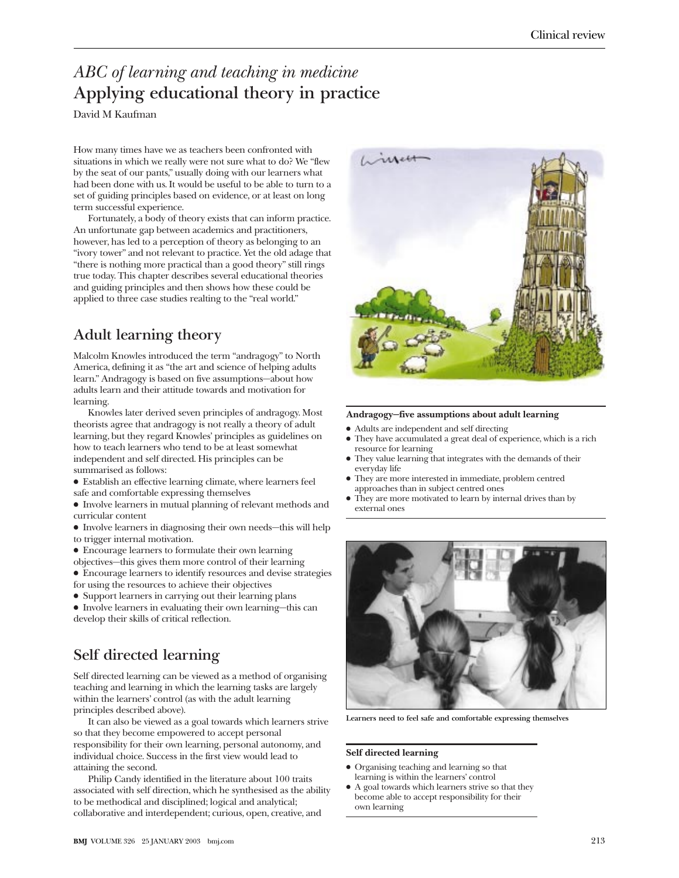*ABC of learning and teaching in medicine*

# Applying educational theory in practice

David M Kaufman

How many times have we as teachers been confronted with situations in which we really were not sure what to do? We "flew by the seat of our pants," usually doing with our learners what had been done with us. It would be useful to be able to turn to a set of guiding principles based on evidence, or at least on long term successful experience.

Fortunately, a body of theory exists that can inform practice. An unfortunate gap between academics and practitioners, however, has led to a perception of theory as belonging to an "ivory tower" and not relevant to practice. Yet the old adage that "there is nothing more practical than a good theory" still rings true today. This chapter describes several educational theories and guiding principles and then shows how these could be applied to three case studies realting to the "real world."

## Adult learning theory

Malcolm Knowles introduced the term "andragogy" to North America, defining it as "the art and science of helping adults learn." Andragogy is based on five assumptions—about how adults learn and their attitude towards and motivation for learning.

Knowles later derived seven principles of andragogy. Most theorists agree that andragogy is not really a theory of adult learning, but they regard Knowles' principles as guidelines on how to teach learners who tend to be at least somewhat independent and self directed. His principles can be summarised as follows:

- Establish an effective learning climate, where learners feel safe and comfortable expressing themselves
- Involve learners in mutual planning of relevant methods and curricular content
- Involve learners in diagnosing their own needs—this will help to trigger internal motivation.
- Encourage learners to formulate their own learning objectives—this gives them more control of their learning
- Encourage learners to identify resources and devise strategies for using the resources to achieve their objectives
- Support learners in carrying out their learning plans
- Involve learners in evaluating their own learning—this can develop their skills of critical reflection.

**Andragogy—five assumptions about adult learning**

- Adults are independent and self directing
- They have accumulated a great deal of experience, which is a rich resource for learning
- They value learning that integrates with the demands of their everyday life
- They are more interested in immediate, problem centred approaches than in subject centred ones
- They are more motivated to learn by internal drives than by external ones

Learners need to feel safe and comfortable expressing themselves

## Self directed learning

Self directed learning can be viewed as a method of organising teaching and learning in which the learning tasks are largely within the learners' control (as with the adult learning principles described above).

It can also be viewed as a goal towards which learners strive so that they become empowered to accept personal responsibility for their own learning, personal autonomy, and individual choice. Success in the first view would lead to attaining the second.

Philip Candy identified in the literature about 100 traits associated with self direction, which he synthesised as the ability to be methodical and disciplined; logical and analytical; collaborative and interdependent; curious, open, creative, and

**Self directed learning**

- Organising teaching and learning so that learning is within the learners' control
- A goal towards which learners strive so that they become able to accept responsibility for their own learning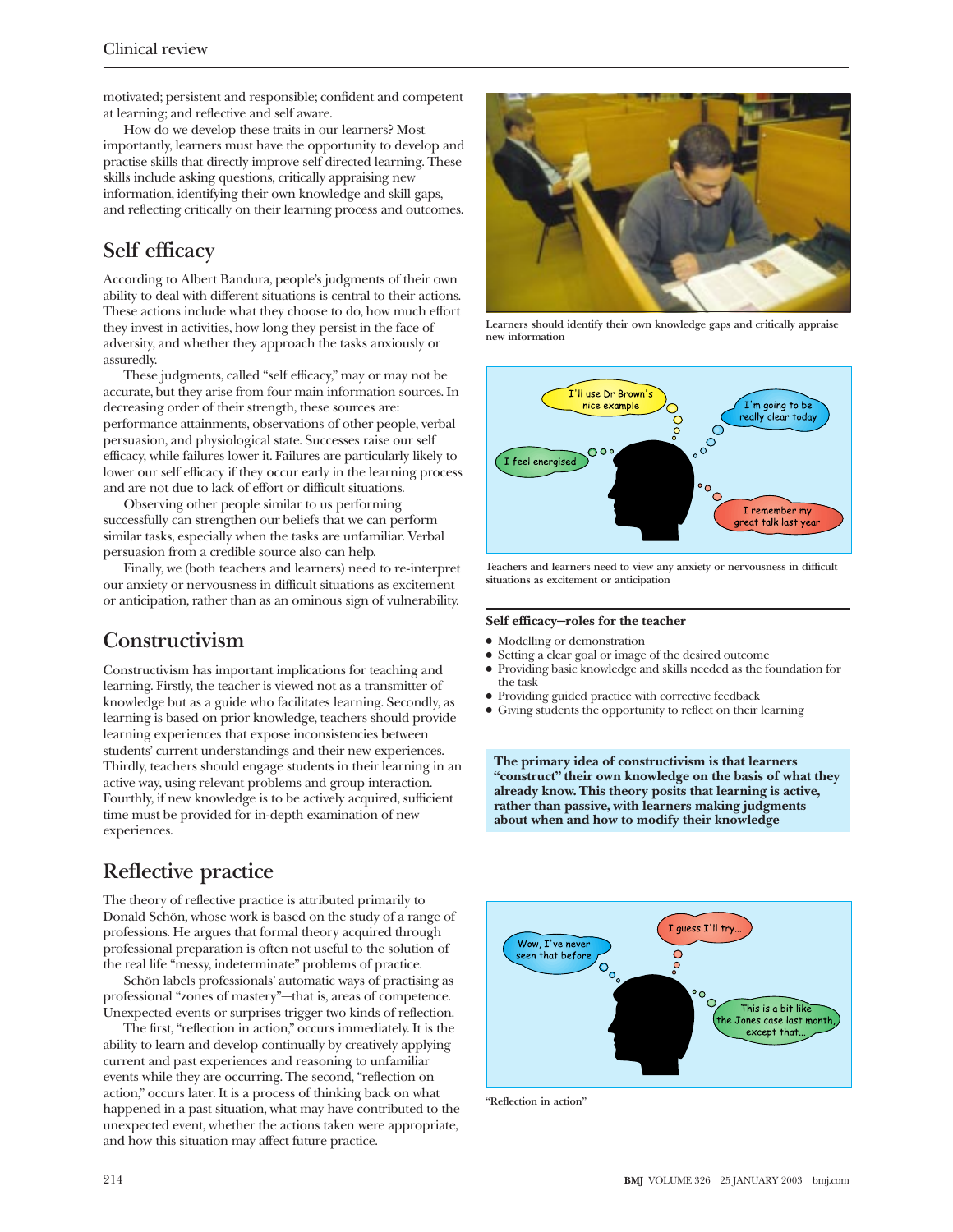motivated; persistent and responsible; confident and competent at learning; and reflective and self aware.

How do we develop these traits in our learners? Most importantly, learners must have the opportunity to develop and practise skills that directly improve self directed learning. These skills include asking questions, critically appraising new information, identifying their own knowledge and skill gaps, and reflecting critically on their learning process and outcomes.

## Self efficacy

According to Albert Bandura, people's judgments of their own ability to deal with different situations is central to their actions. These actions include what they choose to do, how much effort they invest in activities, how long they persist in the face of adversity, and whether they approach the tasks anxiously or assuredly.

These judgments, called "self efficacy," may or may not be accurate, but they arise from four main information sources. In decreasing order of their strength, these sources are: performance attainments, observations of other people, verbal persuasion, and physiological state. Successes raise our self efficacy, while failures lower it. Failures are particularly likely to lower our self efficacy if they occur early in the learning process and are not due to lack of effort or difficult situations.

Observing other people similar to us performing successfully can strengthen our beliefs that we can perform similar tasks, especially when the tasks are unfamiliar. Verbal persuasion from a credible source also can help.

Finally, we (both teachers and learners) need to re-interpret our anxiety or nervousness in difficult situations as excitement or anticipation, rather than as an ominous sign of vulnerability.

Learners should identify their own knowledge gaps and critically appraise new information

I'll use Dr Brown's nice example

I'm going to be really clear today

I feel energised

I remember my great talk last year

Teachers and learners need to view any anxiety or nervousness in difficult situations as excitement or anticipation

**Self efficacy—roles for the teacher**

- Modelling or demonstration
- Setting a clear goal or image of the desired outcome
- Providing basic knowledge and skills needed as the foundation for the task
- Providing guided practice with corrective feedback
- Giving students the opportunity to reflect on their learning

## Constructivism

Constructivism has important implications for teaching and learning. Firstly, the teacher is viewed not as a transmitter of knowledge but as a guide who facilitates learning. Secondly, as learning is based on prior knowledge, teachers should provide learning experiences that expose inconsistencies between students' current understandings and their new experiences. Thirdly, teachers should engage students in their learning in an active way, using relevant problems and group interaction. Fourthly, if new knowledge is to be actively acquired, sufficient time must be provided for in-depth examination of new experiences.

**The primary idea of constructivism is that learners "construct" their own knowledge on the basis of what they already know. This theory posits that learning is active, rather than passive, with learners making judgments about when and how to modify their knowledge**

## Reflective practice

The theory of reflective practice is attributed primarily to Donald Schön, whose work is based on the study of a range of professions. He argues that formal theory acquired through professional preparation is often not useful to the solution of the real life "messy, indeterminate" problems of practice.

Schön labels professionals' automatic ways of practising as professional "zones of mastery"—that is, areas of competence. Unexpected events or surprises trigger two kinds of reflection.

The first, "reflection in action," occurs immediately. It is the ability to learn and develop continually by creatively applying current and past experiences and reasoning to unfamiliar events while they are occurring. The second, "reflection on action," occurs later. It is a process of thinking back on what happened in a past situation, what may have contributed to the unexpected event, whether the actions taken were appropriate, and how this situation may affect future practice.

Wow, I've never seen that before

I guess I'll try...

This is a bit like the Jones case last month, except that...

"Reflection in action"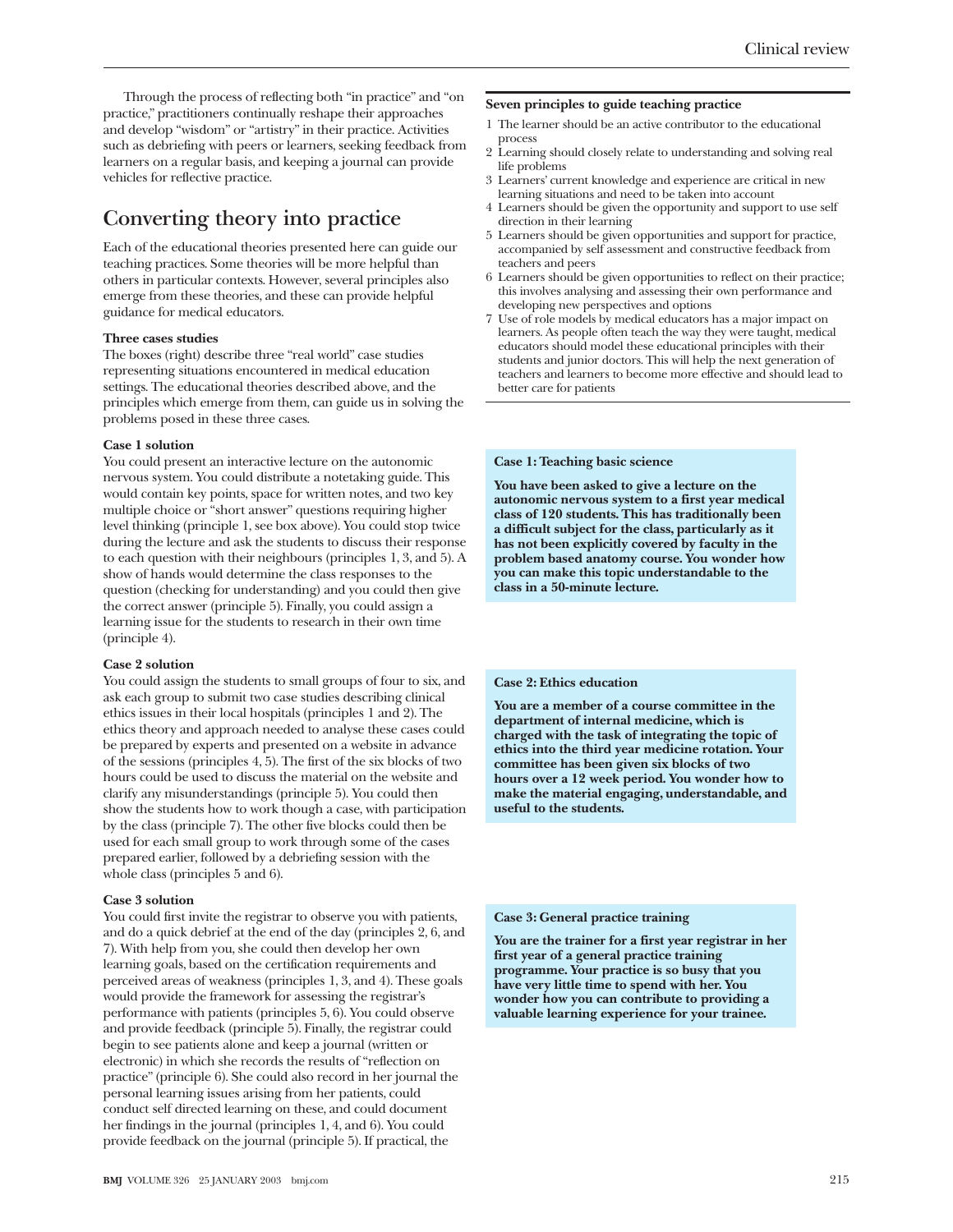Through the process of reflecting both "in practice" and "on practice," practitioners continually reshape their approaches and develop "wisdom" or "artistry" in their practice. Activities such as debriefing with peers or learners, seeking feedback from learners on a regular basis, and keeping a journal can provide vehicles for reflective practice.

## Converting theory into practice

Each of the educational theories presented here can guide our teaching practices. Some theories will be more helpful than others in particular contexts. However, several principles also emerge from these theories, and these can provide helpful guidance for medical educators.

**Three cases studies**

The boxes (right) describe three "real world" case studies representing situations encountered in medical education settings. The educational theories described above, and the principles which emerge from them, can guide us in solving the problems posed in these three cases.

**Case 1 solution**

You could present an interactive lecture on the autonomic nervous system. You could distribute a notetaking guide. This would contain key points, space for written notes, and two key multiple choice or "short answer" questions requiring higher level thinking (principle 1, see box above). You could stop twice during the lecture and ask the students to discuss their response to each question with their neighbours (principles 1, 3, and 5). A show of hands would determine the class responses to the question (checking for understanding) and you could then give the correct answer (principle 5). Finally, you could assign a learning issue for the students to research in their own time (principle 4).

**Case 2 solution**

You could assign the students to small groups of four to six, and ask each group to submit two case studies describing clinical ethics issues in their local hospitals (principles 1 and 2). The ethics theory and approach needed to analyse these cases could be prepared by experts and presented on a website in advance of the sessions (principles 4, 5). The first of the six blocks of two hours could be used to discuss the material on the website and clarify any misunderstandings (principle 5). You could then show the students how to work though a case, with participation by the class (principle 7). The other five blocks could then be used for each small group to work through some of the cases prepared earlier, followed by a debriefing session with the whole class (principles 5 and 6).

**Case 3 solution**

You could first invite the registrar to observe you with patients, and do a quick debrief at the end of the day (principles 2, 6, and 7). With help from you, she could then develop her own learning goals, based on the certification requirements and perceived areas of weakness (principles 1, 3, and 4). These goals would provide the framework for assessing the registrar's performance with patients (principles 5, 6). You could observe and provide feedback (principle 5). Finally, the registrar could begin to see patients alone and keep a journal (written or electronic) in which she records the results of "reflection on practice" (principle 6). She could also record in her journal the personal learning issues arising from her patients, could conduct self directed learning on these, and could document her findings in the journal (principles 1, 4, and 6). You could provide feedback on the journal (principle 5). If practical, the

---

**Seven principles to guide teaching practice**

1. The learner should be an active contributor to the educational process
2. Learning should closely relate to understanding and solving real life problems
3. Learners' current knowledge and experience are critical in new learning situations and need to be taken into account
4. Learners should be given the opportunity and support to use self direction in their learning
5. Learners should be given opportunities and support for practice, accompanied by self assessment and constructive feedback from teachers and peers
6. Learners should be given opportunities to reflect on their practice; this involves analysing and assessing their own performance and developing new perspectives and options
7. Use of role models by medical educators has a major impact on learners. As people often teach the way they were taught, medical educators should model these educational principles with their students and junior doctors. This will help the next generation of teachers and learners to become more effective and should lead to better care for patients

---

**Case 1: Teaching basic science**

**You have been asked to give a lecture on the autonomic nervous system to a first year medical class of 120 students. This has traditionally been a difficult subject for the class, particularly as it has not been explicitly covered by faculty in the problem based anatomy course. You wonder how you can make this topic understandable to the class in a 50-minute lecture.**

---

**Case 2: Ethics education**

**You are a member of a course committee in the department of internal medicine, which is charged with the task of integrating the topic of ethics into the third year medicine rotation. Your committee has been given six blocks of two hours over a 12 week period. You wonder how to make the material engaging, understandable, and useful to the students.**

---

**Case 3: General practice training**

**You are the trainer for a first year registrar in her first year of a general practice training programme. Your practice is so busy that you have very little time to spend with her. You wonder how you can contribute to providing a valuable learning experience for your trainee.**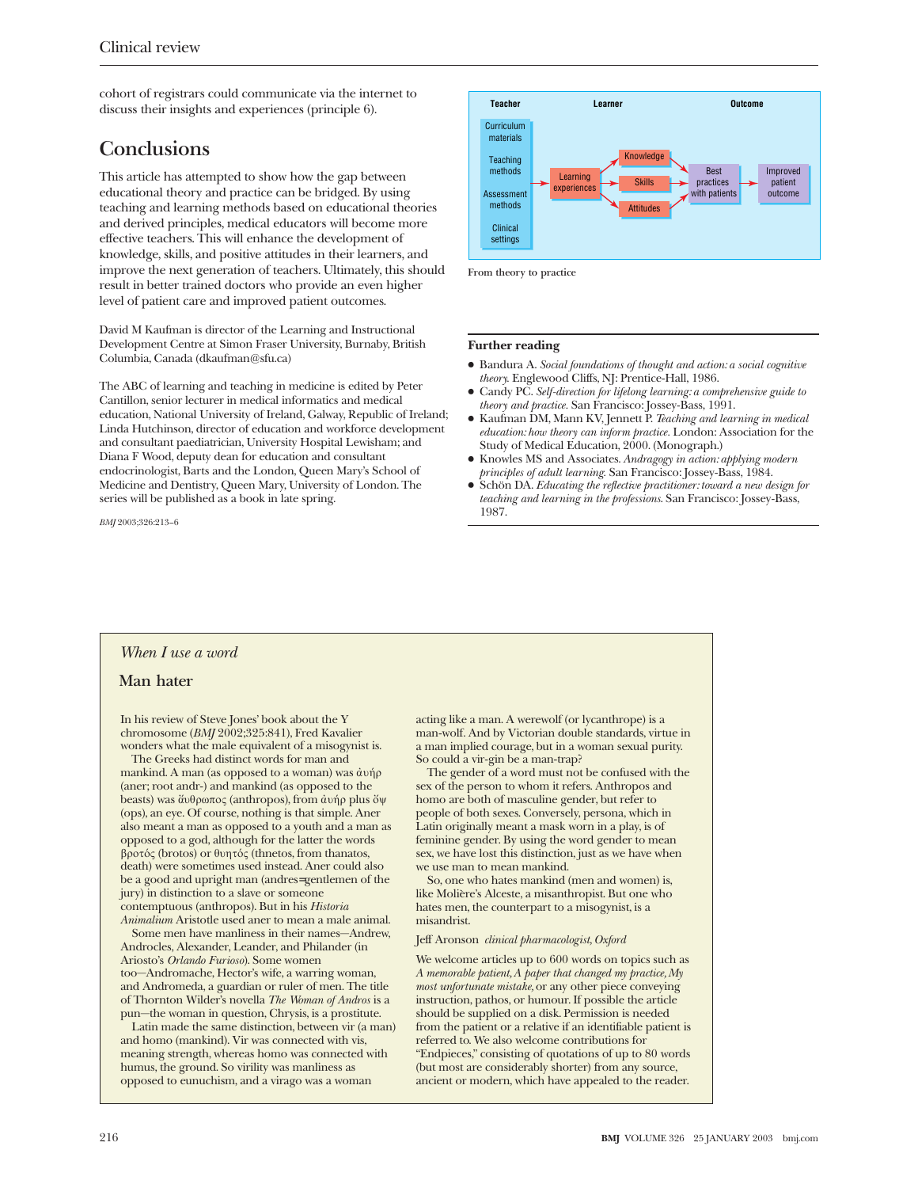cohort of registrars could communicate via the internet to discuss their insights and experiences (principle 6).

## Conclusions

This article has attempted to show how the gap between educational theory and practice can be bridged. By using teaching and learning methods based on educational theories and derived principles, medical educators will become more effective teachers. This will enhance the development of knowledge, skills, and positive attitudes in their learners, and improve the next generation of teachers. Ultimately, this should result in better trained doctors who provide an even higher level of patient care and improved patient outcomes.

David M Kaufman is director of the Learning and Instructional Development Centre at Simon Fraser University, Burnaby, British Columbia, Canada (dkaufman@sfu.ca)

The ABC of learning and teaching in medicine is edited by Peter Cantillon, senior lecturer in medical informatics and medical education, National University of Ireland, Galway, Republic of Ireland; Linda Hutchinson, director of education and workforce development and consultant paediatrician, University Hospital Lewisham; and Diana F Wood, deputy dean for education and consultant endocrinologist, Barts and the London, Queen Mary's School of Medicine and Dentistry, Queen Mary, University of London. The series will be published as a book in late spring.

*BMJ* 2003;326:213–6

Teacher
Learner
Outcome
Curriculum materials
Teaching methods
Assessment methods
Clinical settings
Learning experiences
Knowledge
Skills
Attitudes
Best practices with patients
Improved patient outcome

From theory to practice

### Further reading

- Bandura A. *Social foundations of thought and action: a social cognitive theory.* Englewood Cliffs, NJ: Prentice-Hall, 1986.
- Candy PC. *Self-direction for lifelong learning: a comprehensive guide to theory and practice.* San Francisco: Jossey-Bass, 1991.
- Kaufman DM, Mann KV, Jennett P. *Teaching and learning in medical education: how theory can inform practice.* London: Association for the Study of Medical Education, 2000. (Monograph.)
- Knowles MS and Associates. *Andragogy in action: applying modern principles of adult learning.* San Francisco: Jossey-Bass, 1984.
- Schön DA. *Educating the reflective practitioner: toward a new design for teaching and learning in the professions.* San Francisco: Jossey-Bass, 1987.

*When I use a word*

## Man hater

In his review of Steve Jones' book about the Y chromosome (*BMJ* 2002;325:841), Fred Kavalier wonders what the male equivalent of a misogynist is.

The Greeks had distinct words for man and mankind. A man (as opposed to a woman) was ἀνήρ (aner; root andr-) and mankind (as opposed to the beasts) was ἄνθρωπος (anthropos), from ἀνήρ plus ὄψ (ops), an eye. Of course, nothing is that simple. Aner also meant a man as opposed to a youth and a man as opposed to a god, although for the latter the words βροτός (brotos) or θνητός (thnetos, from thanatos, death) were sometimes used instead. Aner could also be a good and upright man (andres=gentlemen of the jury) in distinction to a slave or someone contemptuous (anthropos). But in his *Historia Animalium* Aristotle used aner to mean a male animal.

Some men have manliness in their names—Andrew, Androcles, Alexander, Leander, and Philander (in Ariosto's *Orlando Furioso*). Some women too—Andromache, Hector's wife, a warring woman, and Andromeda, a guardian or ruler of men. The title of Thornton Wilder's novella *The Woman of Andros* is a pun—the woman in question, Chrysis, is a prostitute.

Latin made the same distinction, between vir (a man) and homo (mankind). Vir was connected with vis, meaning strength, whereas homo was connected with humus, the ground. So virility was manliness as opposed to eunuchism, and a virago was a woman acting like a man. A werewolf (or lycanthrope) is a man-wolf. And by Victorian double standards, virtue in a man implied courage, but in a woman sexual purity. So could a vir-gin be a man-trap?

The gender of a word must not be confused with the sex of the person to whom it refers. Anthropos and homo are both of masculine gender, but refer to people of both sexes. Conversely, persona, which in Latin originally meant a mask worn in a play, is of feminine gender. By using the word gender to mean sex, we have lost this distinction, just as we have when we use man to mean mankind.

So, one who hates mankind (men and women) is, like Molière's Alceste, a misanthropist. But one who hates men, the counterpart to a misogynist, is a misandrist.

Jeff Aronson *clinical pharmacologist, Oxford*

We welcome articles up to 600 words on topics such as *A memorable patient, A paper that changed my practice, My most unfortunate mistake,* or any other piece conveying instruction, pathos, or humour. If possible the article should be supplied on a disk. Permission is needed from the patient or a relative if an identifiable patient is referred to. We also welcome contributions for "Endpieces," consisting of quotations of up to 80 words (but most are considerably shorter) from any source, ancient or modern, which have appealed to the reader.